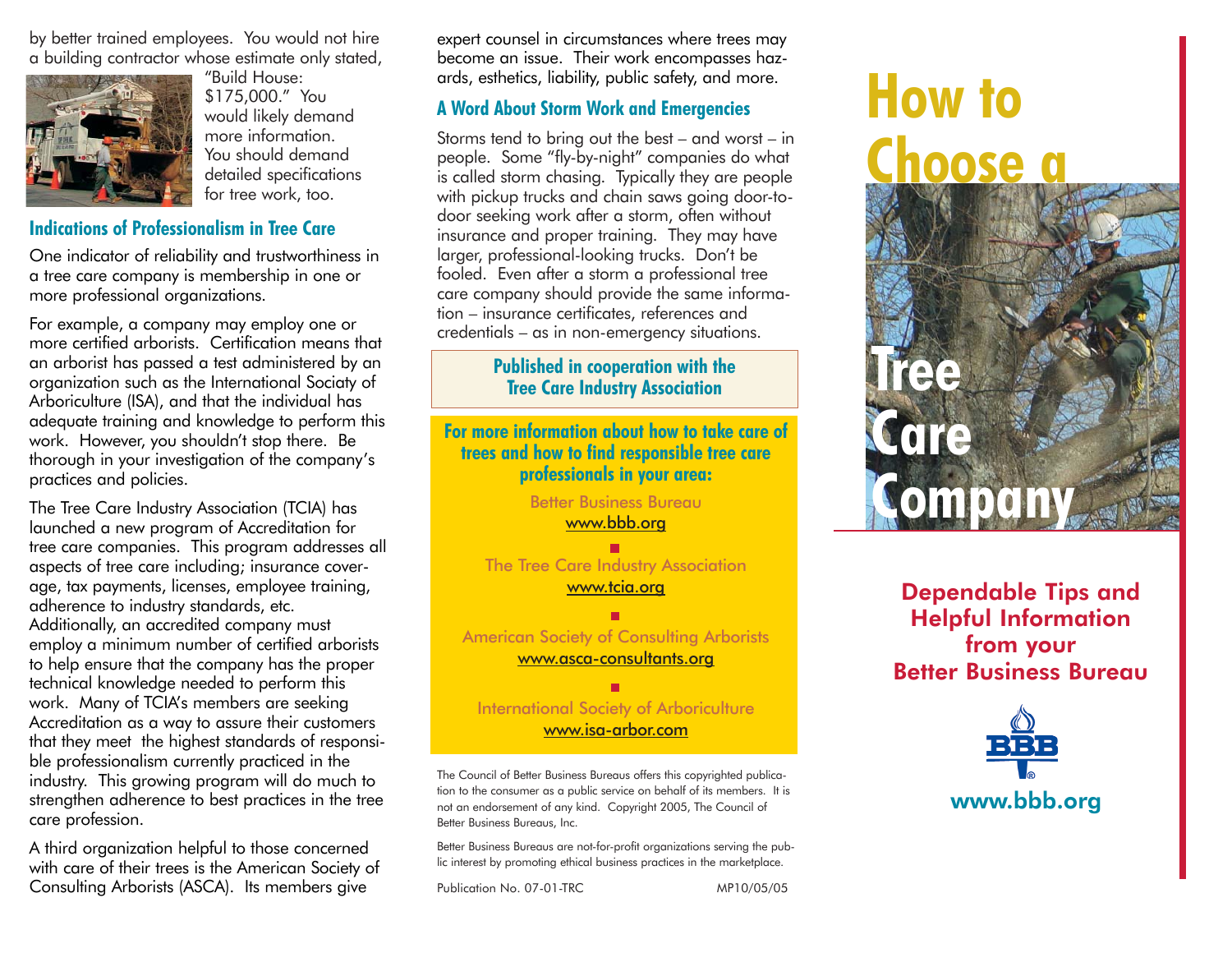by better trained employees. You would not hire a building contractor whose estimate only stated, "Build House: $175,000." You would likely demand more information. You should demand detailed specifications for tree work, too.

## Indications of Professionalism in Tree Care

One indicator of reliability and trustworthiness in a tree care company is membership in one or more professional organizations.

For example, a company may employ one or more certified arborists. Certification means that an arborist has passed a test administered by an organization such as the International Society of Arboriculture (ISA), and that the individual has adequate training and knowledge to perform this work. However, you shouldn't stop there. Be thorough in your investigation of the company's practices and policies.

The Tree Care Industry Association (TCIA) has launched a new program of Accreditation for tree care companies. This program addresses all aspects of tree care including; insurance coverage, tax payments, licenses, employee training, adherence to industry standards, etc. Additionally, an accredited company must employ a minimum number of certified arborists to help ensure that the company has the proper technical knowledge needed to perform this work. Many of TCIA's members are seeking Accreditation as a way to assure their customers that they meet the highest standards of responsible professionalism currently practiced in the industry. This growing program will do much to strengthen adherence to best practices in the tree care profession.

A third organization helpful to those concerned with care of their trees is the American Society of Consulting Arborists (ASCA). Its members give expert counsel in circumstances where trees may become an issue. Their work encompasses hazards, esthetics, liability, public safety, and more.

## A Word About Storm Work and Emergencies

Storms tend to bring out the best – and worst – in people. Some "fly-by-night" companies do what is called storm chasing. Typically they are people with pickup trucks and chain saws going door-to-door seeking work after a storm, often without insurance and proper training. They may have larger, professional-looking trucks. Don't be fooled. Even after a storm a professional tree care company should provide the same information – insurance certificates, references and credentials – as in non-emergency situations.

**Published in cooperation with the Tree Care Industry Association**

**For more information about how to take care of trees and how to find responsible tree care professionals in your area:**

Better Business Bureau
www.bbb.org

The Tree Care Industry Association
www.tcia.org

American Society of Consulting Arborists
www.asca-consultants.org

International Society of Arboriculture
www.isa-arbor.com

The Council of Better Business Bureaus offers this copyrighted publication to the consumer as a public service on behalf of its members. It is not an endorsement of any kind. Copyright 2005, The Council of Better Business Bureaus, Inc.

Better Business Bureaus are not-for-profit organizations serving the public interest by promoting ethical business practices in the marketplace.

Publication No. 07-01-TRC MP10/05/05

# How to Choose a Tree Care Company

**Dependable Tips and Helpful Information from your Better Business Bureau**

BBB

www.bbb.org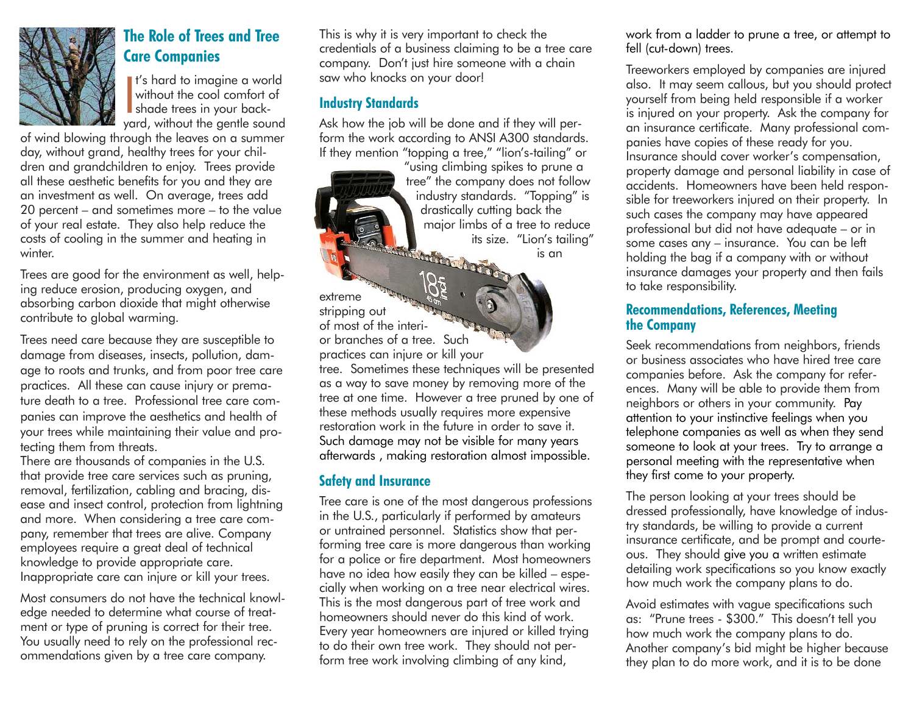## The Role of Trees and Tree Care Companies

It's hard to imagine a world without the cool comfort of shade trees in your backyard, without the gentle sound of wind blowing through the leaves on a summer day, without grand, healthy trees for your children and grandchildren to enjoy. Trees provide all these aesthetic benefits for you and they are an investment as well. On average, trees add 20 percent – and sometimes more – to the value of your real estate. They also help reduce the costs of cooling in the summer and heating in winter.

Trees are good for the environment as well, helping reduce erosion, producing oxygen, and absorbing carbon dioxide that might otherwise contribute to global warming.

Trees need care because they are susceptible to damage from diseases, insects, pollution, damage to roots and trunks, and from poor tree care practices. All these can cause injury or premature death to a tree. Professional tree care companies can improve the aesthetics and health of your trees while maintaining their value and protecting them from threats.

There are thousands of companies in the U.S. that provide tree care services such as pruning, removal, fertilization, cabling and bracing, disease and insect control, protection from lightning and more. When considering a tree care company, remember that trees are alive. Company employees require a great deal of technical knowledge to provide appropriate care. Inappropriate care can injure or kill your trees.

Most consumers do not have the technical knowledge needed to determine what course of treatment or type of pruning is correct for their tree. You usually need to rely on the professional recommendations given by a tree care company.

This is why it is very important to check the credentials of a business claiming to be a tree care company. Don't just hire someone with a chain saw who knocks on your door!

### Industry Standards

Ask how the job will be done and if they will perform the work according to ANSI A300 standards. If they mention "topping a tree," "lion's-tailing" or "using climbing spikes to prune a tree" the company does not follow industry standards. "Topping" is drastically cutting back the major limbs of a tree to reduce its size. "Lion's tailing" is an extreme stripping out of most of the interior branches of a tree. Such practices can injure or kill your tree. Sometimes these techniques will be presented as a way to save money by removing more of the tree at one time. However a tree pruned by one of these methods usually requires more expensive restoration work in the future in order to save it. Such damage may not be visible for many years afterwards , making restoration almost impossible.

### Safety and Insurance

Tree care is one of the most dangerous professions in the U.S., particularly if performed by amateurs or untrained personnel. Statistics show that performing tree care is more dangerous than working for a police or fire department. Most homeowners have no idea how easily they can be killed – especially when working on a tree near electrical wires. This is the most dangerous part of tree work and homeowners should never do this kind of work. Every year homeowners are injured or killed trying to do their own tree work. They should not perform tree work involving climbing of any kind, work from a ladder to prune a tree, or attempt to fell (cut-down) trees.

Treeworkers employed by companies are injured also. It may seem callous, but you should protect yourself from being held responsible if a worker is injured on your property. Ask the company for an insurance certificate. Many professional companies have copies of these ready for you. Insurance should cover worker's compensation, property damage and personal liability in case of accidents. Homeowners have been held responsible for treeworkers injured on their property. In such cases the company may have appeared professional but did not have adequate – or in some cases any – insurance. You can be left holding the bag if a company with or without insurance damages your property and then fails to take responsibility.

### Recommendations, References, Meeting the Company

Seek recommendations from neighbors, friends or business associates who have hired tree care companies before. Ask the company for references. Many will be able to provide them from neighbors or others in your community. Pay attention to your instinctive feelings when you telephone companies as well as when they send someone to look at your trees. Try to arrange a personal meeting with the representative when they first come to your property.

The person looking at your trees should be dressed professionally, have knowledge of industry standards, be willing to provide a current insurance certificate, and be prompt and courteous. They should give you a written estimate detailing work specifications so you know exactly how much work the company plans to do.

Avoid estimates with vague specifications such as: "Prune trees - $300." This doesn't tell you how much work the company plans to do. Another company's bid might be higher because they plan to do more work, and it is to be done